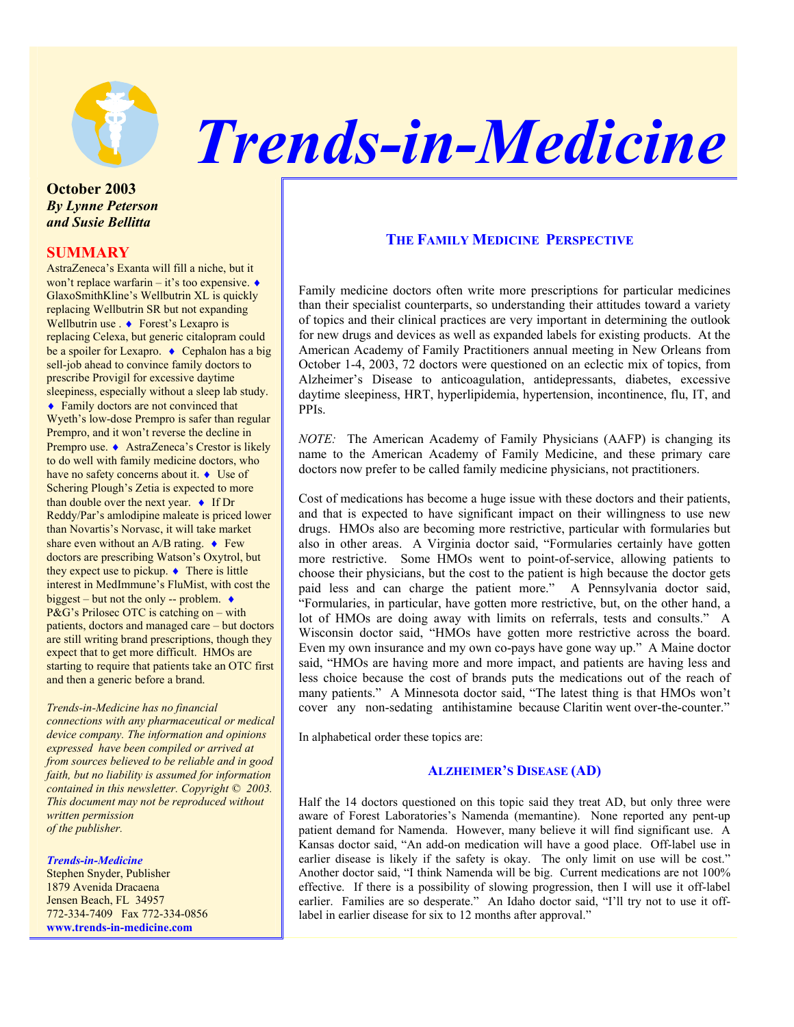# Trends-in-Medicine

**October 2003**
***By Lynne Peterson***
***and Susie Bellitta***

## SUMMARY

AstraZeneca's Exanta will fill a niche, but it won't replace warfarin – it's too expensive. ♦ GlaxoSmithKline's Wellbutrin XL is quickly replacing Wellbutrin SR but not expanding Wellbutrin use . ♦ Forest's Lexapro is replacing Celexa, but generic citalopram could be a spoiler for Lexapro. ♦ Cephalon has a big sell-job ahead to convince family doctors to prescribe Provigil for excessive daytime sleepiness, especially without a sleep lab study. ♦ Family doctors are not convinced that Wyeth's low-dose Prempro is safer than regular Prempro, and it won't reverse the decline in Prempro use. ♦ AstraZeneca's Crestor is likely to do well with family medicine doctors, who have no safety concerns about it. ♦ Use of Schering Plough's Zetia is expected to more than double over the next year. ♦ If Dr Reddy/Par's amlodipine maleate is priced lower than Novartis's Norvasc, it will take market share even without an A/B rating. ♦ Few doctors are prescribing Watson's Oxytrol, but they expect use to pickup. ♦ There is little interest in MedImmune's FluMist, with cost the biggest – but not the only -- problem. ♦ P&G's Prilosec OTC is catching on – with patients, doctors and managed care – but doctors are still writing brand prescriptions, though they expect that to get more difficult. HMOs are starting to require that patients take an OTC first and then a generic before a brand.

*Trends-in-Medicine has no financial connections with any pharmaceutical or medical device company. The information and opinions expressed have been compiled or arrived at from sources believed to be reliable and in good faith, but no liability is assumed for information contained in this newsletter. Copyright © 2003. This document may not be reproduced without written permission of the publisher.*

***Trends-in-Medicine***
Stephen Snyder, Publisher
1879 Avenida Dracaena
Jensen Beach, FL 34957
772-334-7409 Fax 772-334-0856
**www.trends-in-medicine.com**

## THE FAMILY MEDICINE PERSPECTIVE

Family medicine doctors often write more prescriptions for particular medicines than their specialist counterparts, so understanding their attitudes toward a variety of topics and their clinical practices are very important in determining the outlook for new drugs and devices as well as expanded labels for existing products. At the American Academy of Family Practitioners annual meeting in New Orleans from October 1-4, 2003, 72 doctors were questioned on an eclectic mix of topics, from Alzheimer's Disease to anticoagulation, antidepressants, diabetes, excessive daytime sleepiness, HRT, hyperlipidemia, hypertension, incontinence, flu, IT, and PPIs.

*NOTE:* The American Academy of Family Physicians (AAFP) is changing its name to the American Academy of Family Medicine, and these primary care doctors now prefer to be called family medicine physicians, not practitioners.

Cost of medications has become a huge issue with these doctors and their patients, and that is expected to have significant impact on their willingness to use new drugs. HMOs also are becoming more restrictive, particular with formularies but also in other areas. A Virginia doctor said, "Formularies certainly have gotten more restrictive. Some HMOs went to point-of-service, allowing patients to choose their physicians, but the cost to the patient is high because the doctor gets paid less and can charge the patient more." A Pennsylvania doctor said, "Formularies, in particular, have gotten more restrictive, but, on the other hand, a lot of HMOs are doing away with limits on referrals, tests and consults." A Wisconsin doctor said, "HMOs have gotten more restrictive across the board. Even my own insurance and my own co-pays have gone way up." A Maine doctor said, "HMOs are having more and more impact, and patients are having less and less choice because the cost of brands puts the medications out of the reach of many patients." A Minnesota doctor said, "The latest thing is that HMOs won't cover any non-sedating antihistamine because Claritin went over-the-counter."

In alphabetical order these topics are:

### ALZHEIMER'S DISEASE (AD)

Half the 14 doctors questioned on this topic said they treat AD, but only three were aware of Forest Laboratories's Namenda (memantine). None reported any pent-up patient demand for Namenda. However, many believe it will find significant use. A Kansas doctor said, "An add-on medication will have a good place. Off-label use in earlier disease is likely if the safety is okay. The only limit on use will be cost." Another doctor said, "I think Namenda will be big. Current medications are not 100% effective. If there is a possibility of slowing progression, then I will use it off-label earlier. Families are so desperate." An Idaho doctor said, "I'll try not to use it off-label in earlier disease for six to 12 months after approval."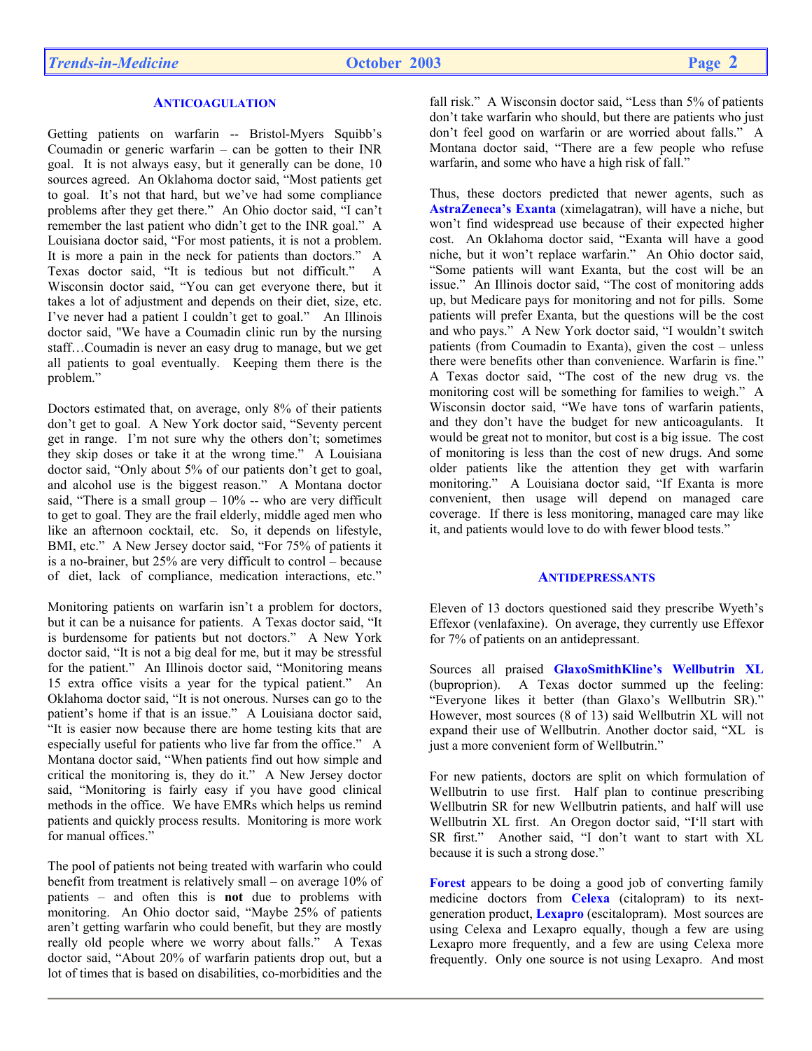## ANTICOAGULATION

Getting patients on warfarin -- Bristol-Myers Squibb's Coumadin or generic warfarin – can be gotten to their INR goal. It is not always easy, but it generally can be done, 10 sources agreed. An Oklahoma doctor said, "Most patients get to goal. It's not that hard, but we've had some compliance problems after they get there." An Ohio doctor said, "I can't remember the last patient who didn't get to the INR goal." A Louisiana doctor said, "For most patients, it is not a problem. It is more a pain in the neck for patients than doctors." A Texas doctor said, "It is tedious but not difficult." A Wisconsin doctor said, "You can get everyone there, but it takes a lot of adjustment and depends on their diet, size, etc. I've never had a patient I couldn't get to goal." An Illinois doctor said, "We have a Coumadin clinic run by the nursing staff…Coumadin is never an easy drug to manage, but we get all patients to goal eventually. Keeping them there is the problem."

Doctors estimated that, on average, only 8% of their patients don't get to goal. A New York doctor said, "Seventy percent get in range. I'm not sure why the others don't; sometimes they skip doses or take it at the wrong time." A Louisiana doctor said, "Only about 5% of our patients don't get to goal, and alcohol use is the biggest reason." A Montana doctor said, "There is a small group – 10% -- who are very difficult to get to goal. They are the frail elderly, middle aged men who like an afternoon cocktail, etc. So, it depends on lifestyle, BMI, etc." A New Jersey doctor said, "For 75% of patients it is a no-brainer, but 25% are very difficult to control – because of diet, lack of compliance, medication interactions, etc."

Monitoring patients on warfarin isn't a problem for doctors, but it can be a nuisance for patients. A Texas doctor said, "It is burdensome for patients but not doctors." A New York doctor said, "It is not a big deal for me, but it may be stressful for the patient." An Illinois doctor said, "Monitoring means 15 extra office visits a year for the typical patient." An Oklahoma doctor said, "It is not onerous. Nurses can go to the patient's home if that is an issue." A Louisiana doctor said, "It is easier now because there are home testing kits that are especially useful for patients who live far from the office." A Montana doctor said, "When patients find out how simple and critical the monitoring is, they do it." A New Jersey doctor said, "Monitoring is fairly easy if you have good clinical methods in the office. We have EMRs which helps us remind patients and quickly process results. Monitoring is more work for manual offices."

The pool of patients not being treated with warfarin who could benefit from treatment is relatively small – on average 10% of patients – and often this is **not** due to problems with monitoring. An Ohio doctor said, "Maybe 25% of patients aren't getting warfarin who could benefit, but they are mostly really old people where we worry about falls." A Texas doctor said, "About 20% of warfarin patients drop out, but a lot of times that is based on disabilities, co-morbidities and the fall risk." A Wisconsin doctor said, "Less than 5% of patients don't take warfarin who should, but there are patients who just don't feel good on warfarin or are worried about falls." A Montana doctor said, "There are a few people who refuse warfarin, and some who have a high risk of fall."

Thus, these doctors predicted that newer agents, such as **AstraZeneca's Exanta** (ximelagatran), will have a niche, but won't find widespread use because of their expected higher cost. An Oklahoma doctor said, "Exanta will have a good niche, but it won't replace warfarin." An Ohio doctor said, "Some patients will want Exanta, but the cost will be an issue." An Illinois doctor said, "The cost of monitoring adds up, but Medicare pays for monitoring and not for pills. Some patients will prefer Exanta, but the questions will be the cost and who pays." A New York doctor said, "I wouldn't switch patients (from Coumadin to Exanta), given the cost – unless there were benefits other than convenience. Warfarin is fine." A Texas doctor said, "The cost of the new drug vs. the monitoring cost will be something for families to weigh." A Wisconsin doctor said, "We have tons of warfarin patients, and they don't have the budget for new anticoagulants. It would be great not to monitor, but cost is a big issue. The cost of monitoring is less than the cost of new drugs. And some older patients like the attention they get with warfarin monitoring." A Louisiana doctor said, "If Exanta is more convenient, then usage will depend on managed care coverage. If there is less monitoring, managed care may like it, and patients would love to do with fewer blood tests."

## ANTIDEPRESSANTS

Eleven of 13 doctors questioned said they prescribe Wyeth's Effexor (venlafaxine). On average, they currently use Effexor for 7% of patients on an antidepressant.

Sources all praised **GlaxoSmithKline's Wellbutrin XL** (buproprion). A Texas doctor summed up the feeling: "Everyone likes it better (than Glaxo's Wellbutrin SR)." However, most sources (8 of 13) said Wellbutrin XL will not expand their use of Wellbutrin. Another doctor said, "XL is just a more convenient form of Wellbutrin."

For new patients, doctors are split on which formulation of Wellbutrin to use first. Half plan to continue prescribing Wellbutrin SR for new Wellbutrin patients, and half will use Wellbutrin XL first. An Oregon doctor said, "I'll start with SR first." Another said, "I don't want to start with XL because it is such a strong dose."

**Forest** appears to be doing a good job of converting family medicine doctors from **Celexa** (citalopram) to its next-generation product, **Lexapro** (escitalopram). Most sources are using Celexa and Lexapro equally, though a few are using Lexapro more frequently, and a few are using Celexa more frequently. Only one source is not using Lexapro. And most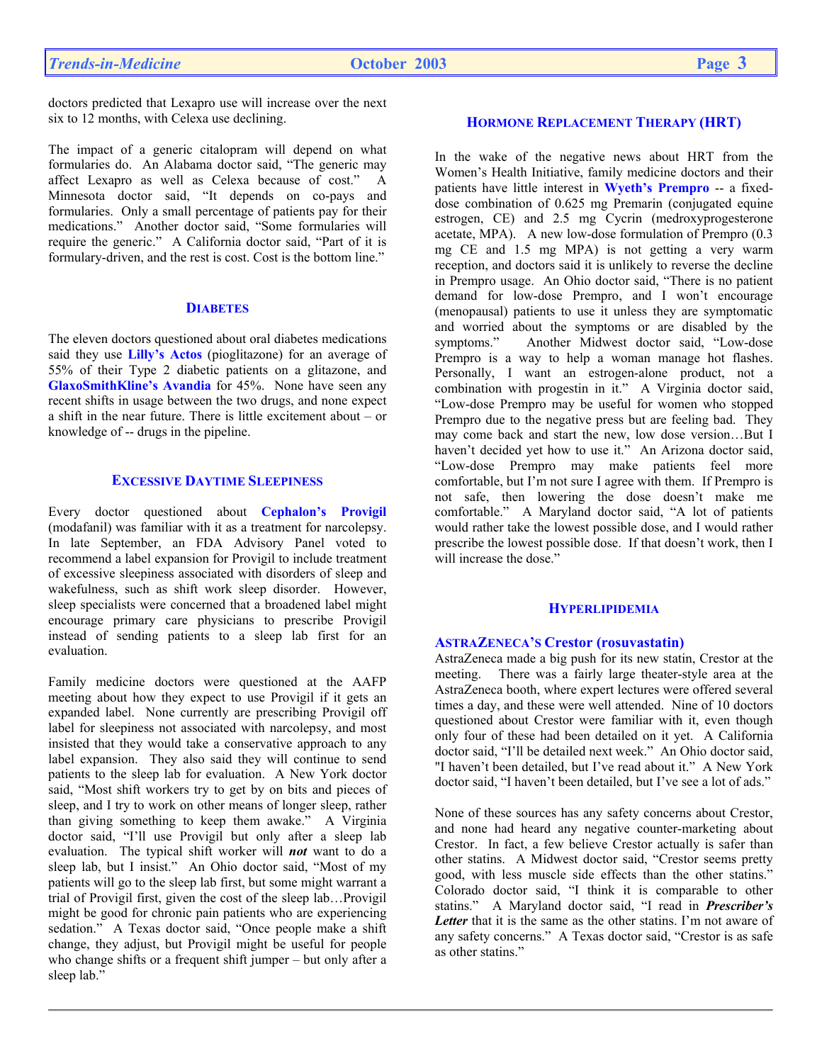doctors predicted that Lexapro use will increase over the next six to 12 months, with Celexa use declining.

The impact of a generic citalopram will depend on what formularies do. An Alabama doctor said, "The generic may affect Lexapro as well as Celexa because of cost." A Minnesota doctor said, "It depends on co-pays and formularies. Only a small percentage of patients pay for their medications." Another doctor said, "Some formularies will require the generic." A California doctor said, "Part of it is formulary-driven, and the rest is cost. Cost is the bottom line."

## DIABETES

The eleven doctors questioned about oral diabetes medications said they use **Lilly's Actos** (pioglitazone) for an average of 55% of their Type 2 diabetic patients on a glitazone, and **GlaxoSmithKline's Avandia** for 45%. None have seen any recent shifts in usage between the two drugs, and none expect a shift in the near future. There is little excitement about – or knowledge of -- drugs in the pipeline.

## EXCESSIVE DAYTIME SLEEPINESS

Every doctor questioned about **Cephalon's Provigil** (modafanil) was familiar with it as a treatment for narcolepsy. In late September, an FDA Advisory Panel voted to recommend a label expansion for Provigil to include treatment of excessive sleepiness associated with disorders of sleep and wakefulness, such as shift work sleep disorder. However, sleep specialists were concerned that a broadened label might encourage primary care physicians to prescribe Provigil instead of sending patients to a sleep lab first for an evaluation.

Family medicine doctors were questioned at the AAFP meeting about how they expect to use Provigil if it gets an expanded label. None currently are prescribing Provigil off label for sleepiness not associated with narcolepsy, and most insisted that they would take a conservative approach to any label expansion. They also said they will continue to send patients to the sleep lab for evaluation. A New York doctor said, "Most shift workers try to get by on bits and pieces of sleep, and I try to work on other means of longer sleep, rather than giving something to keep them awake." A Virginia doctor said, "I'll use Provigil but only after a sleep lab evaluation. The typical shift worker will ***not*** want to do a sleep lab, but I insist." An Ohio doctor said, "Most of my patients will go to the sleep lab first, but some might warrant a trial of Provigil first, given the cost of the sleep lab…Provigil might be good for chronic pain patients who are experiencing sedation." A Texas doctor said, "Once people make a shift change, they adjust, but Provigil might be useful for people who change shifts or a frequent shift jumper – but only after a sleep lab."

## HORMONE REPLACEMENT THERAPY (HRT)

In the wake of the negative news about HRT from the Women's Health Initiative, family medicine doctors and their patients have little interest in **Wyeth's Prempro** -- a fixed-dose combination of 0.625 mg Premarin (conjugated equine estrogen, CE) and 2.5 mg Cycrin (medroxyprogesterone acetate, MPA). A new low-dose formulation of Prempro (0.3 mg CE and 1.5 mg MPA) is not getting a very warm reception, and doctors said it is unlikely to reverse the decline in Prempro usage. An Ohio doctor said, "There is no patient demand for low-dose Prempro, and I won't encourage (menopausal) patients to use it unless they are symptomatic and worried about the symptoms or are disabled by the symptoms." Another Midwest doctor said, "Low-dose Prempro is a way to help a woman manage hot flashes. Personally, I want an estrogen-alone product, not a combination with progestin in it." A Virginia doctor said, "Low-dose Prempro may be useful for women who stopped Prempro due to the negative press but are feeling bad. They may come back and start the new, low dose version…But I haven't decided yet how to use it." An Arizona doctor said, "Low-dose Prempro may make patients feel more comfortable, but I'm not sure I agree with them. If Prempro is not safe, then lowering the dose doesn't make me comfortable." A Maryland doctor said, "A lot of patients would rather take the lowest possible dose, and I would rather prescribe the lowest possible dose. If that doesn't work, then I will increase the dose."

## HYPERLIPIDEMIA

### ASTRAZENECA'S Crestor (rosuvastatin)

AstraZeneca made a big push for its new statin, Crestor at the meeting. There was a fairly large theater-style area at the AstraZeneca booth, where expert lectures were offered several times a day, and these were well attended. Nine of 10 doctors questioned about Crestor were familiar with it, even though only four of these had been detailed on it yet. A California doctor said, "I'll be detailed next week." An Ohio doctor said, "I haven't been detailed, but I've read about it." A New York doctor said, "I haven't been detailed, but I've see a lot of ads."

None of these sources has any safety concerns about Crestor, and none had heard any negative counter-marketing about Crestor. In fact, a few believe Crestor actually is safer than other statins. A Midwest doctor said, "Crestor seems pretty good, with less muscle side effects than the other statins." Colorado doctor said, "I think it is comparable to other statins." A Maryland doctor said, "I read in ***Prescriber's Letter*** that it is the same as the other statins. I'm not aware of any safety concerns." A Texas doctor said, "Crestor is as safe as other statins."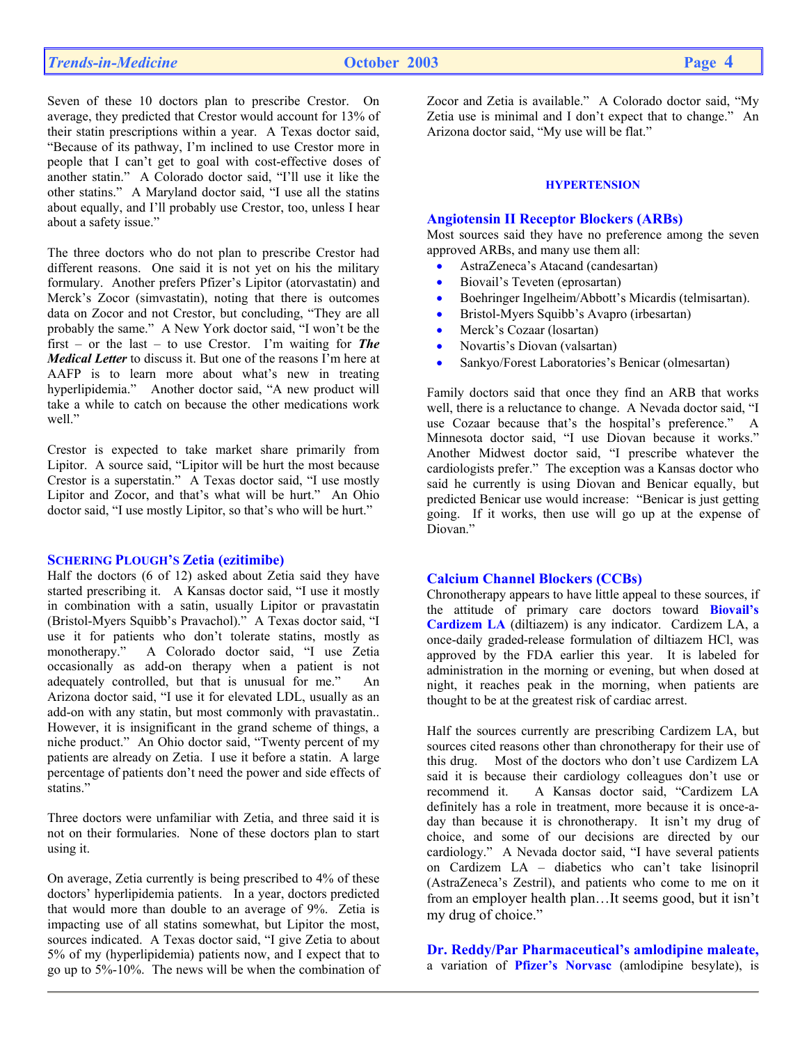Seven of these 10 doctors plan to prescribe Crestor. On average, they predicted that Crestor would account for 13% of their statin prescriptions within a year. A Texas doctor said, "Because of its pathway, I'm inclined to use Crestor more in people that I can't get to goal with cost-effective doses of another statin." A Colorado doctor said, "I'll use it like the other statins." A Maryland doctor said, "I use all the statins about equally, and I'll probably use Crestor, too, unless I hear about a safety issue."

The three doctors who do not plan to prescribe Crestor had different reasons. One said it is not yet on his the military formulary. Another prefers Pfizer's Lipitor (atorvastatin) and Merck's Zocor (simvastatin), noting that there is outcomes data on Zocor and not Crestor, but concluding, "They are all probably the same." A New York doctor said, "I won't be the first – or the last – to use Crestor. I'm waiting for ***The Medical Letter*** to discuss it. But one of the reasons I'm here at AAFP is to learn more about what's new in treating hyperlipidemia." Another doctor said, "A new product will take a while to catch on because the other medications work well."

Crestor is expected to take market share primarily from Lipitor. A source said, "Lipitor will be hurt the most because Crestor is a superstatin." A Texas doctor said, "I use mostly Lipitor and Zocor, and that's what will be hurt." An Ohio doctor said, "I use mostly Lipitor, so that's who will be hurt."

### SCHERING PLOUGH'S Zetia (ezitimibe)

Half the doctors (6 of 12) asked about Zetia said they have started prescribing it. A Kansas doctor said, "I use it mostly in combination with a satin, usually Lipitor or pravastatin (Bristol-Myers Squibb's Pravachol)." A Texas doctor said, "I use it for patients who don't tolerate statins, mostly as monotherapy." A Colorado doctor said, "I use Zetia occasionally as add-on therapy when a patient is not adequately controlled, but that is unusual for me." An Arizona doctor said, "I use it for elevated LDL, usually as an add-on with any statin, but most commonly with pravastatin.. However, it is insignificant in the grand scheme of things, a niche product." An Ohio doctor said, "Twenty percent of my patients are already on Zetia. I use it before a statin. A large percentage of patients don't need the power and side effects of statins."

Three doctors were unfamiliar with Zetia, and three said it is not on their formularies. None of these doctors plan to start using it.

On average, Zetia currently is being prescribed to 4% of these doctors' hyperlipidemia patients. In a year, doctors predicted that would more than double to an average of 9%. Zetia is impacting use of all statins somewhat, but Lipitor the most, sources indicated. A Texas doctor said, "I give Zetia to about 5% of my (hyperlipidemia) patients now, and I expect that to go up to 5%-10%. The news will be when the combination of Zocor and Zetia is available." A Colorado doctor said, "My Zetia use is minimal and I don't expect that to change." An Arizona doctor said, "My use will be flat."

## HYPERTENSION

### Angiotensin II Receptor Blockers (ARBs)

Most sources said they have no preference among the seven approved ARBs, and many use them all:

- AstraZeneca's Atacand (candesartan)
- Biovail's Teveten (eprosartan)
- Boehringer Ingelheim/Abbott's Micardis (telmisartan).
- Bristol-Myers Squibb's Avapro (irbesartan)
- Merck's Cozaar (losartan)
- Novartis's Diovan (valsartan)
- Sankyo/Forest Laboratories's Benicar (olmesartan)

Family doctors said that once they find an ARB that works well, there is a reluctance to change. A Nevada doctor said, "I use Cozaar because that's the hospital's preference." A Minnesota doctor said, "I use Diovan because it works." Another Midwest doctor said, "I prescribe whatever the cardiologists prefer." The exception was a Kansas doctor who said he currently is using Diovan and Benicar equally, but predicted Benicar use would increase: "Benicar is just getting going. If it works, then use will go up at the expense of Diovan."

### Calcium Channel Blockers (CCBs)

Chronotherapy appears to have little appeal to these sources, if the attitude of primary care doctors toward **Biovail's Cardizem LA** (diltiazem) is any indicator. Cardizem LA, a once-daily graded-release formulation of diltiazem HCl, was approved by the FDA earlier this year. It is labeled for administration in the morning or evening, but when dosed at night, it reaches peak in the morning, when patients are thought to be at the greatest risk of cardiac arrest.

Half the sources currently are prescribing Cardizem LA, but sources cited reasons other than chronotherapy for their use of this drug. Most of the doctors who don't use Cardizem LA said it is because their cardiology colleagues don't use or recommend it. A Kansas doctor said, "Cardizem LA definitely has a role in treatment, more because it is once-a-day than because it is chronotherapy. It isn't my drug of choice, and some of our decisions are directed by our cardiology." A Nevada doctor said, "I have several patients on Cardizem LA – diabetics who can't take lisinopril (AstraZeneca's Zestril), and patients who come to me on it from an employer health plan…It seems good, but it isn't my drug of choice."

**Dr. Reddy/Par Pharmaceutical's amlodipine maleate,** a variation of **Pfizer's Norvasc** (amlodipine besylate), is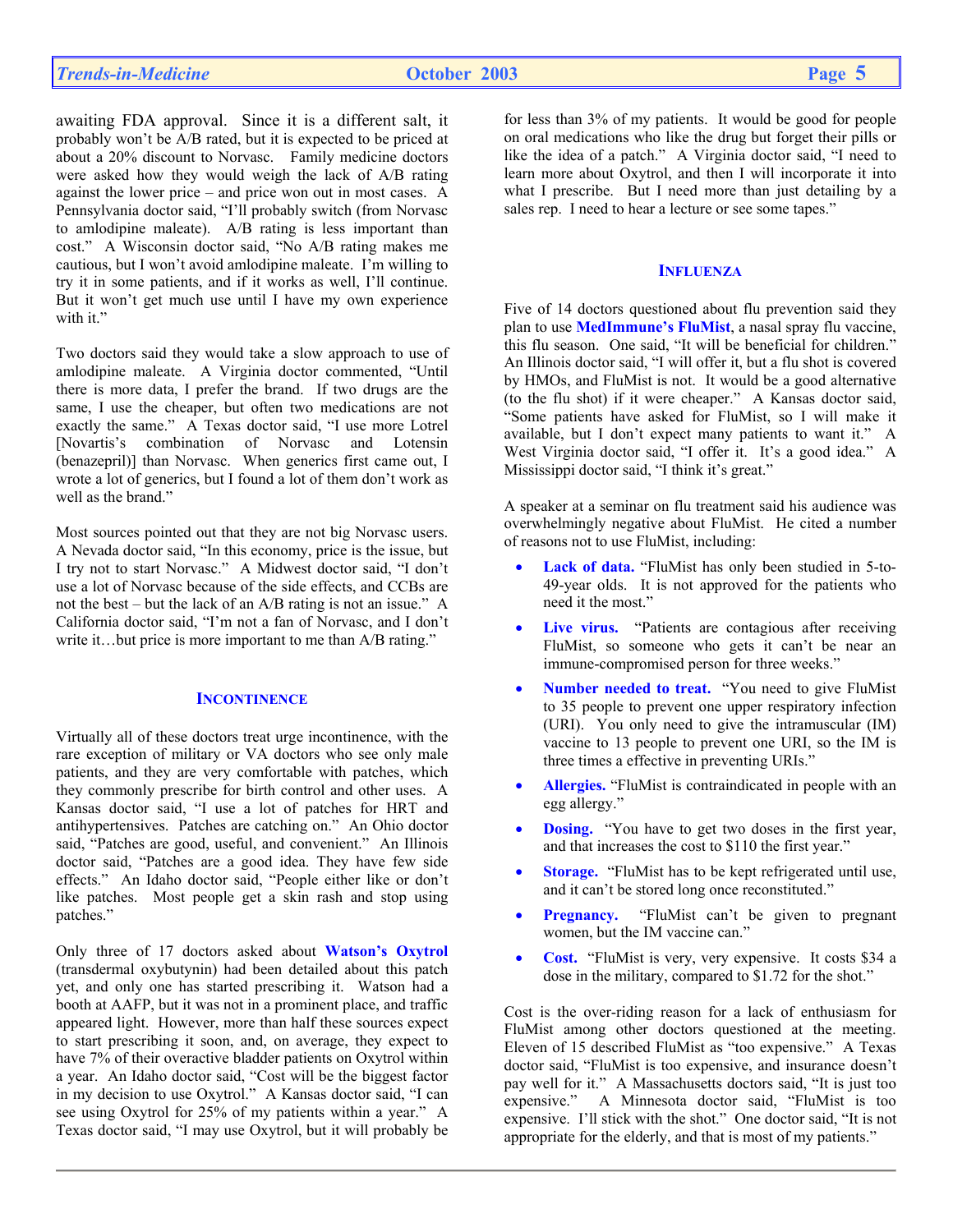awaiting FDA approval. Since it is a different salt, it probably won't be A/B rated, but it is expected to be priced at about a 20% discount to Norvasc. Family medicine doctors were asked how they would weigh the lack of A/B rating against the lower price – and price won out in most cases. A Pennsylvania doctor said, "I'll probably switch (from Norvasc to amlodipine maleate). A/B rating is less important than cost." A Wisconsin doctor said, "No A/B rating makes me cautious, but I won't avoid amlodipine maleate. I'm willing to try it in some patients, and if it works as well, I'll continue. But it won't get much use until I have my own experience with it."

Two doctors said they would take a slow approach to use of amlodipine maleate. A Virginia doctor commented, "Until there is more data, I prefer the brand. If two drugs are the same, I use the cheaper, but often two medications are not exactly the same." A Texas doctor said, "I use more Lotrel [Novartis's combination of Norvasc and Lotensin (benazepril)] than Norvasc. When generics first came out, I wrote a lot of generics, but I found a lot of them don't work as well as the brand."

Most sources pointed out that they are not big Norvasc users. A Nevada doctor said, "In this economy, price is the issue, but I try not to start Norvasc." A Midwest doctor said, "I don't use a lot of Norvasc because of the side effects, and CCBs are not the best – but the lack of an A/B rating is not an issue." A California doctor said, "I'm not a fan of Norvasc, and I don't write it…but price is more important to me than A/B rating."

## INCONTINENCE

Virtually all of these doctors treat urge incontinence, with the rare exception of military or VA doctors who see only male patients, and they are very comfortable with patches, which they commonly prescribe for birth control and other uses. A Kansas doctor said, "I use a lot of patches for HRT and antihypertensives. Patches are catching on." An Ohio doctor said, "Patches are good, useful, and convenient." An Illinois doctor said, "Patches are a good idea. They have few side effects." An Idaho doctor said, "People either like or don't like patches. Most people get a skin rash and stop using patches."

Only three of 17 doctors asked about **Watson's Oxytrol** (transdermal oxybutynin) had been detailed about this patch yet, and only one has started prescribing it. Watson had a booth at AAFP, but it was not in a prominent place, and traffic appeared light. However, more than half these sources expect to start prescribing it soon, and, on average, they expect to have 7% of their overactive bladder patients on Oxytrol within a year. An Idaho doctor said, "Cost will be the biggest factor in my decision to use Oxytrol." A Kansas doctor said, "I can see using Oxytrol for 25% of my patients within a year." A Texas doctor said, "I may use Oxytrol, but it will probably be for less than 3% of my patients. It would be good for people on oral medications who like the drug but forget their pills or like the idea of a patch." A Virginia doctor said, "I need to learn more about Oxytrol, and then I will incorporate it into what I prescribe. But I need more than just detailing by a sales rep. I need to hear a lecture or see some tapes."

## INFLUENZA

Five of 14 doctors questioned about flu prevention said they plan to use **MedImmune's FluMist**, a nasal spray flu vaccine, this flu season. One said, "It will be beneficial for children." An Illinois doctor said, "I will offer it, but a flu shot is covered by HMOs, and FluMist is not. It would be a good alternative (to the flu shot) if it were cheaper." A Kansas doctor said, "Some patients have asked for FluMist, so I will make it available, but I don't expect many patients to want it." A West Virginia doctor said, "I offer it. It's a good idea." A Mississippi doctor said, "I think it's great."

A speaker at a seminar on flu treatment said his audience was overwhelmingly negative about FluMist. He cited a number of reasons not to use FluMist, including:

- **Lack of data.** "FluMist has only been studied in 5-to-49-year olds. It is not approved for the patients who need it the most."
- **Live virus.** "Patients are contagious after receiving FluMist, so someone who gets it can't be near an immune-compromised person for three weeks."
- **Number needed to treat.** "You need to give FluMist to 35 people to prevent one upper respiratory infection (URI). You only need to give the intramuscular (IM) vaccine to 13 people to prevent one URI, so the IM is three times a effective in preventing URIs."
- **Allergies.** "FluMist is contraindicated in people with an egg allergy."
- **Dosing.** "You have to get two doses in the first year, and that increases the cost to $110 the first year."
- **Storage.** "FluMist has to be kept refrigerated until use, and it can't be stored long once reconstituted."
- **Pregnancy.** "FluMist can't be given to pregnant women, but the IM vaccine can."
- **Cost.** "FluMist is very, very expensive. It costs $34 a dose in the military, compared to $1.72 for the shot."

Cost is the over-riding reason for a lack of enthusiasm for FluMist among other doctors questioned at the meeting. Eleven of 15 described FluMist as "too expensive." A Texas doctor said, "FluMist is too expensive, and insurance doesn't pay well for it." A Massachusetts doctors said, "It is just too expensive." A Minnesota doctor said, "FluMist is too expensive. I'll stick with the shot." One doctor said, "It is not appropriate for the elderly, and that is most of my patients."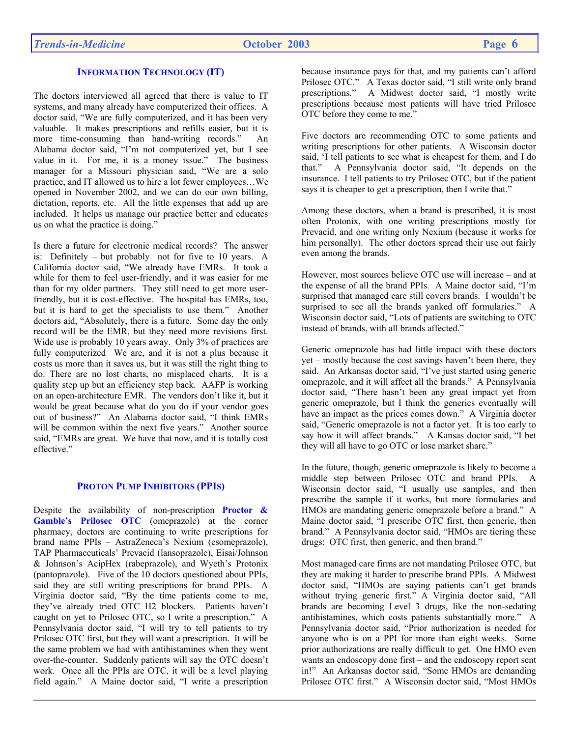## INFORMATION TECHNOLOGY (IT)

The doctors interviewed all agreed that there is value to IT systems, and many already have computerized their offices. A doctor said, "We are fully computerized, and it has been very valuable. It makes prescriptions and refills easier, but it is more time-consuming than hand-writing records." An Alabama doctor said, "I'm not computerized yet, but I see value in it. For me, it is a money issue." The business manager for a Missouri physician said, "We are a solo practice, and IT allowed us to hire a lot fewer employees…We opened in November 2002, and we can do our own billing, dictation, reports, etc. All the little expenses that add up are included. It helps us manage our practice better and educates us on what the practice is doing."

Is there a future for electronic medical records? The answer is: Definitely – but probably not for five to 10 years. A California doctor said, "We already have EMRs. It took a while for them to feel user-friendly, and it was easier for me than for my older partners. They still need to get more user-friendly, but it is cost-effective. The hospital has EMRs, too, but it is hard to get the specialists to use them." Another doctors aid, "Absolutely, there is a future. Some day the only record will be the EMR, but they need more revisions first. Wide use is probably 10 years away. Only 3% of practices are fully computerized We are, and it is not a plus because it costs us more than it saves us, but it was still the right thing to do. There are no lost charts, no misplaced charts. It is a quality step up but an efficiency step back. AAFP is working on an open-architecture EMR. The vendors don't like it, but it would be great because what do you do if your vendor goes out of business?" An Alabama doctor said, "I think EMRs will be common within the next five years." Another source said, "EMRs are great. We have that now, and it is totally cost effective."

## PROTON PUMP INHIBITORS (PPIs)

Despite the availability of non-prescription **Proctor & Gamble's Prilosec OTC** (omeprazole) at the corner pharmacy, doctors are continuing to write prescriptions for brand name PPIs – AstraZeneca's Nexium (esomeprazole), TAP Pharmaceuticals' Prevacid (lansoprazole), Eisai/Johnson & Johnson's AcipHex (rabeprazole), and Wyeth's Protonix (pantoprazole). Five of the 10 doctors questioned about PPIs, said they are still writing prescriptions for brand PPIs. A Virginia doctor said, "By the time patients come to me, they've already tried OTC H2 blockers. Patients haven't caught on yet to Prilosec OTC, so I write a prescription." A Pennsylvania doctor said, "I will try to tell patients to try Prilosec OTC first, but they will want a prescription. It will be the same problem we had with antihistamines when they went over-the-counter. Suddenly patients will say the OTC doesn't work. Once all the PPIs are OTC, it will be a level playing field again." A Maine doctor said, "I write a prescription because insurance pays for that, and my patients can't afford Prilosec OTC." A Texas doctor said, "I still write only brand prescriptions." A Midwest doctor said, "I mostly write prescriptions because most patients will have tried Prilosec OTC before they come to me."

Five doctors are recommending OTC to some patients and writing prescriptions for other patients. A Wisconsin doctor said, 'I tell patients to see what is cheapest for them, and I do that." A Pennsylvania doctor said, "It depends on the insurance. I tell patients to try Prilosec OTC, but if the patient says it is cheaper to get a prescription, then I write that."

Among these doctors, when a brand is prescribed, it is most often Protonix, with one writing prescriptions mostly for Prevacid, and one writing only Nexium (because it works for him personally). The other doctors spread their use out fairly even among the brands.

However, most sources believe OTC use will increase – and at the expense of all the brand PPIs. A Maine doctor said, "I'm surprised that managed care still covers brands. I wouldn't be surprised to see all the brands yanked off formularies." A Wisconsin doctor said, "Lots of patients are switching to OTC instead of brands, with all brands affected."

Generic omeprazole has had little impact with these doctors yet – mostly because the cost savings haven't been there, they said. An Arkansas doctor said, "I've just started using generic omeprazole, and it will affect all the brands." A Pennsylvania doctor said, "There hasn't been any great impact yet from generic omeprazole, but I think the generics eventually will have an impact as the prices comes down." A Virginia doctor said, "Generic omeprazole is not a factor yet. It is too early to say how it will affect brands." A Kansas doctor said, "I bet they will all have to go OTC or lose market share."

In the future, though, generic omeprazole is likely to become a middle step between Prilosec OTC and brand PPIs. A Wisconsin doctor said, "I usually use samples, and then prescribe the sample if it works, but more formularies and HMOs are mandating generic omeprazole before a brand." A Maine doctor said, "I prescribe OTC first, then generic, then brand." A Pennsylvania doctor said, "HMOs are tiering these drugs: OTC first, then generic, and then brand."

Most managed care firms are not mandating Prilosec OTC, but they are making it harder to prescribe brand PPIs. A Midwest doctor said, "HMOs are saying patients can't get brands without trying generic first." A Virginia doctor said, "All brands are becoming Level 3 drugs, like the non-sedating antihistamines, which costs patients substantially more." A Pennsylvania doctor said, "Prior authorization is needed for anyone who is on a PPI for more than eight weeks. Some prior authorizations are really difficult to get. One HMO even wants an endoscopy done first – and the endoscopy report sent in!" An Arkansas doctor said, "Some HMOs are demanding Prilosec OTC first." A Wisconsin doctor said, "Most HMOs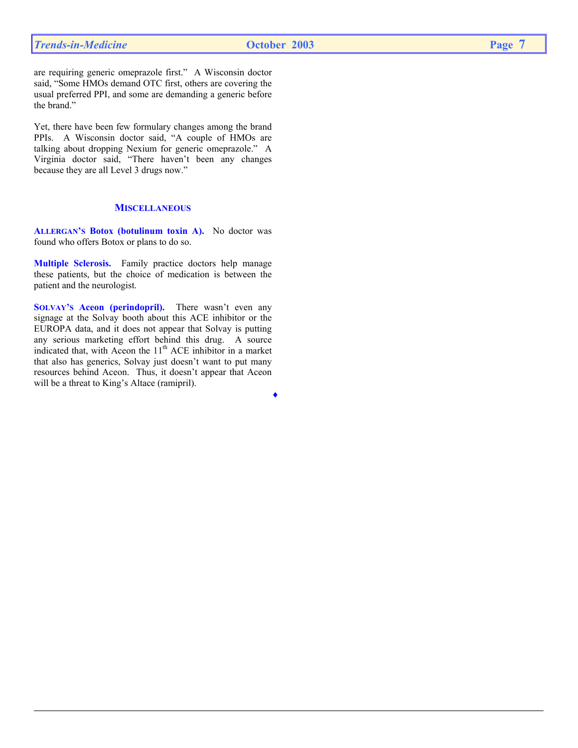are requiring generic omeprazole first." A Wisconsin doctor said, "Some HMOs demand OTC first, others are covering the usual preferred PPI, and some are demanding a generic before the brand."

Yet, there have been few formulary changes among the brand PPIs. A Wisconsin doctor said, "A couple of HMOs are talking about dropping Nexium for generic omeprazole." A Virginia doctor said, "There haven't been any changes because they are all Level 3 drugs now."

## MISCELLANEOUS

**ALLERGAN'S Botox (botulinum toxin A).** No doctor was found who offers Botox or plans to do so.

**Multiple Sclerosis.** Family practice doctors help manage these patients, but the choice of medication is between the patient and the neurologist.

**SOLVAY'S Aceon (perindopril).** There wasn't even any signage at the Solvay booth about this ACE inhibitor or the EUROPA data, and it does not appear that Solvay is putting any serious marketing effort behind this drug. A source indicated that, with Aceon the 11th ACE inhibitor in a market that also has generics, Solvay just doesn't want to put many resources behind Aceon. Thus, it doesn't appear that Aceon will be a threat to King's Altace (ramipril).

♦